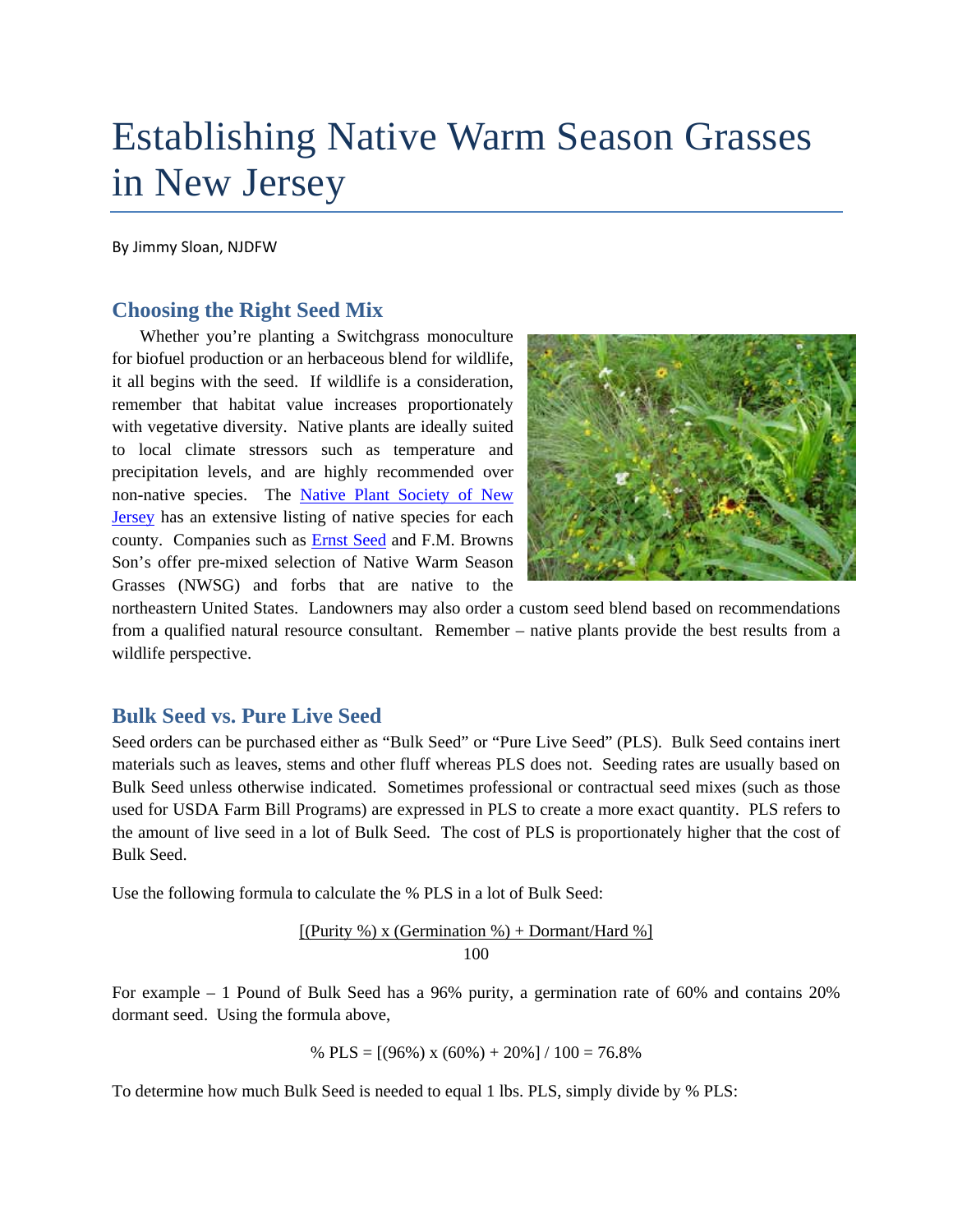# Establishing Native Warm Season Grasses in New Jersey

By Jimmy Sloan, NJDFW

## Choosing the Right Seed Mix

Whether you're planting a Switchgrass monoculture for biofuel production or an herbaceous blend for wildlife, it all begins with the seed. If wildlife is a consideration, remember that habitat value increases proportionately with vegetative diversity. Native plants are ideally suited to local climate stressors such as temperature and precipitation levels, and are highly recommended over non-native species. The Native Plant Society of New Jersey has an extensive listing of native species for each county. Companies such as Ernst Seed and F.M. Browns Son's offer pre-mixed selection of Native Warm Season Grasses (NWSG) and forbs that are native to the northeastern United States. Landowners may also order a custom seed blend based on recommendations from a qualified natural resource consultant. Remember – native plants provide the best results from a wildlife perspective.

## Bulk Seed vs. Pure Live Seed

Seed orders can be purchased either as "Bulk Seed" or "Pure Live Seed" (PLS). Bulk Seed contains inert materials such as leaves, stems and other fluff whereas PLS does not. Seeding rates are usually based on Bulk Seed unless otherwise indicated. Sometimes professional or contractual seed mixes (such as those used for USDA Farm Bill Programs) are expressed in PLS to create a more exact quantity. PLS refers to the amount of live seed in a lot of Bulk Seed. The cost of PLS is proportionately higher that the cost of Bulk Seed.

Use the following formula to calculate the % PLS in a lot of Bulk Seed:

$$\frac{[(\text{Purity \%}) \times (\text{Germination \%}) + \text{Dormant/Hard \%}]}{100}$$

For example – 1 Pound of Bulk Seed has a 96% purity, a germination rate of 60% and contains 20% dormant seed. Using the formula above,

$$\% \text{ PLS} = [(96\%) \times (60\%) + 20\%] / 100 = 76.8\%$$

To determine how much Bulk Seed is needed to equal 1 lbs. PLS, simply divide by % PLS: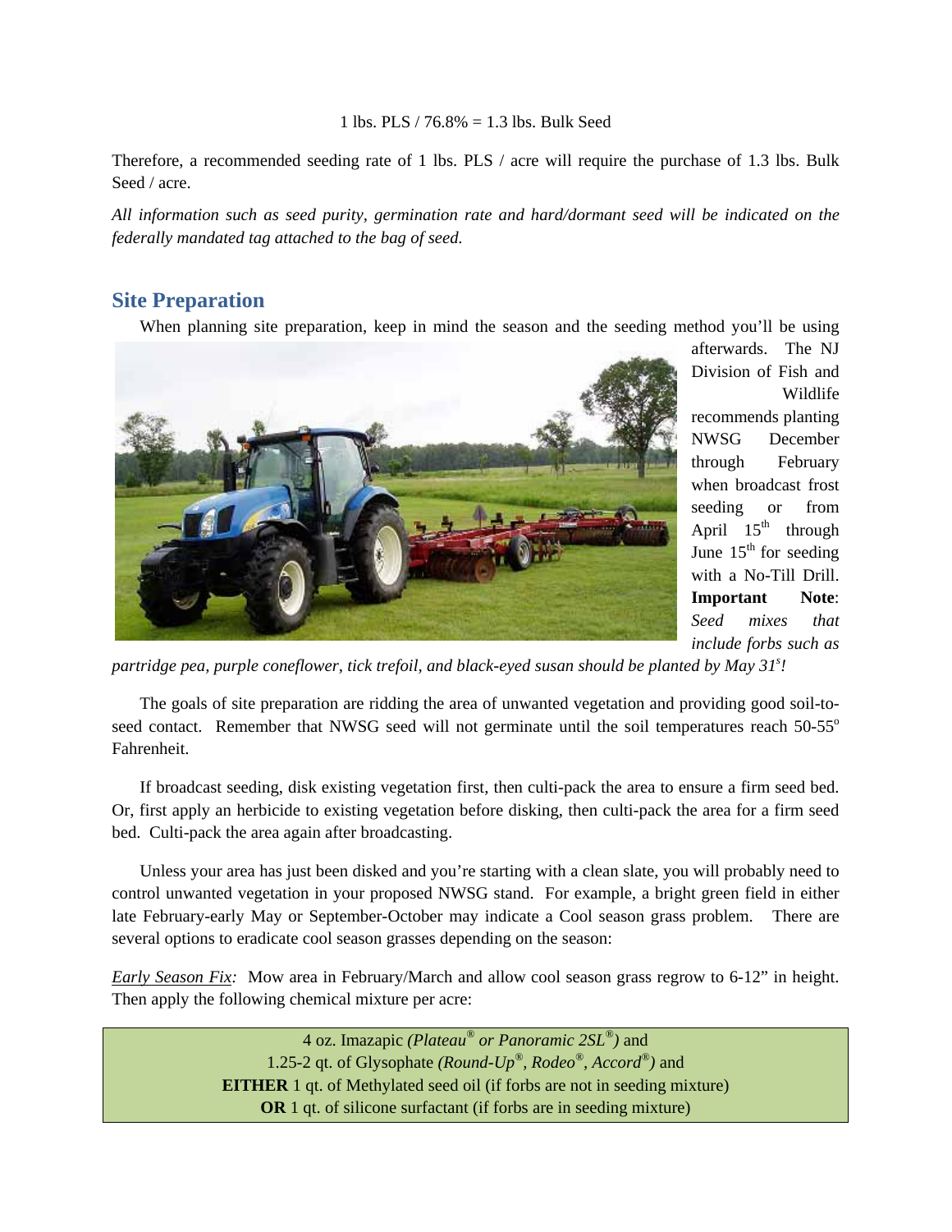1 lbs. PLS / 76.8% = 1.3 lbs. Bulk Seed

Therefore, a recommended seeding rate of 1 lbs. PLS / acre will require the purchase of 1.3 lbs. Bulk Seed / acre.

*All information such as seed purity, germination rate and hard/dormant seed will be indicated on the federally mandated tag attached to the bag of seed.*

## Site Preparation

When planning site preparation, keep in mind the season and the seeding method you'll be using afterwards. The NJ Division of Fish and Wildlife recommends planting NWSG December through February when broadcast frost seeding or from April 15th through June 15th for seeding with a No-Till Drill. **Important Note**: *Seed mixes that include forbs such as partridge pea, purple coneflower, tick trefoil, and black-eyed susan should be planted by May 31st!*

The goals of site preparation are ridding the area of unwanted vegetation and providing good soil-to-seed contact. Remember that NWSG seed will not germinate until the soil temperatures reach 50-55° Fahrenheit.

If broadcast seeding, disk existing vegetation first, then culti-pack the area to ensure a firm seed bed. Or, first apply an herbicide to existing vegetation before disking, then culti-pack the area for a firm seed bed. Culti-pack the area again after broadcasting.

Unless your area has just been disked and you're starting with a clean slate, you will probably need to control unwanted vegetation in your proposed NWSG stand. For example, a bright green field in either late February-early May or September-October may indicate a Cool season grass problem. There are several options to eradicate cool season grasses depending on the season:

*Early Season Fix:* Mow area in February/March and allow cool season grass regrow to 6-12" in height. Then apply the following chemical mixture per acre:

| 4 oz. Imazapic *(Plateau® or Panoramic 2SL®)* and<br>1.25-2 qt. of Glysophate *(Round-Up®, Rodeo®, Accord®)* and<br>**EITHER** 1 qt. of Methylated seed oil (if forbs are not in seeding mixture)<br>**OR** 1 qt. of silicone surfactant (if forbs are in seeding mixture) |
|---|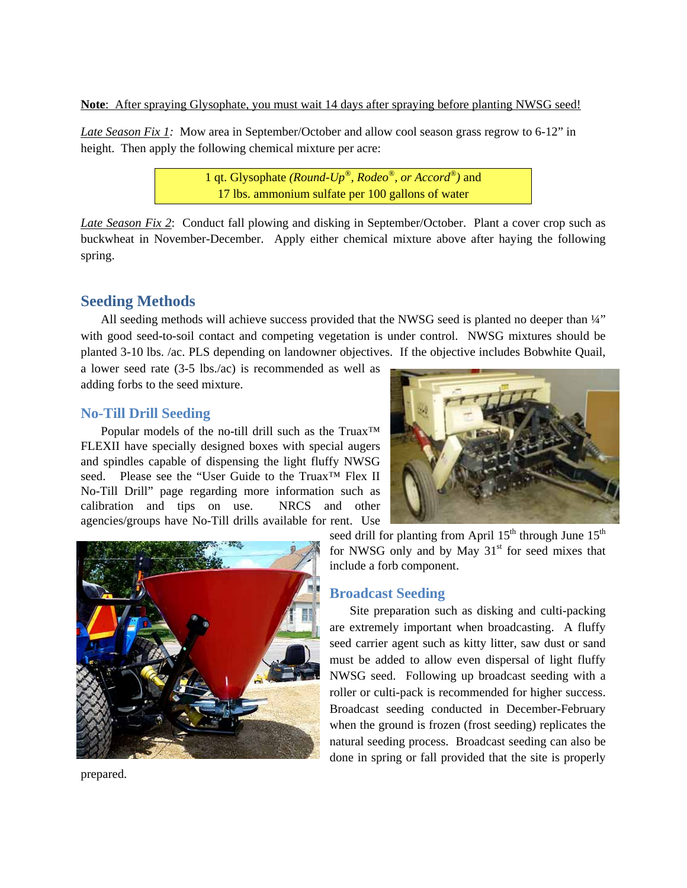<u>**Note**: After spraying Glysophate, you must wait 14 days after spraying before planting NWSG seed!</u>

*<u>Late Season Fix 1</u>:* Mow area in September/October and allow cool season grass regrow to 6-12" in height. Then apply the following chemical mixture per acre:

> 1 qt. Glysophate *(Round-Up®, Rodeo®, or Accord®)* and
> 17 lbs. ammonium sulfate per 100 gallons of water

*<u>Late Season Fix 2</u>*: Conduct fall plowing and disking in September/October. Plant a cover crop such as buckwheat in November-December. Apply either chemical mixture above after haying the following spring.

## Seeding Methods

All seeding methods will achieve success provided that the NWSG seed is planted no deeper than ¼" with good seed-to-soil contact and competing vegetation is under control. NWSG mixtures should be planted 3-10 lbs. /ac. PLS depending on landowner objectives. If the objective includes Bobwhite Quail, a lower seed rate (3-5 lbs./ac) is recommended as well as adding forbs to the seed mixture.

### No-Till Drill Seeding

Popular models of the no-till drill such as the Truax™ FLEXII have specially designed boxes with special augers and spindles capable of dispensing the light fluffy NWSG seed. Please see the "User Guide to the Truax™ Flex II No-Till Drill" page regarding more information such as calibration and tips on use. NRCS and other agencies/groups have No-Till drills available for rent. Use seed drill for planting from April 15th through June 15th for NWSG only and by May 31st for seed mixes that include a forb component.

### Broadcast Seeding

Site preparation such as disking and culti-packing are extremely important when broadcasting. A fluffy seed carrier agent such as kitty litter, saw dust or sand must be added to allow even dispersal of light fluffy NWSG seed. Following up broadcast seeding with a roller or culti-pack is recommended for higher success. Broadcast seeding conducted in December-February when the ground is frozen (frost seeding) replicates the natural seeding process. Broadcast seeding can also be done in spring or fall provided that the site is properly prepared.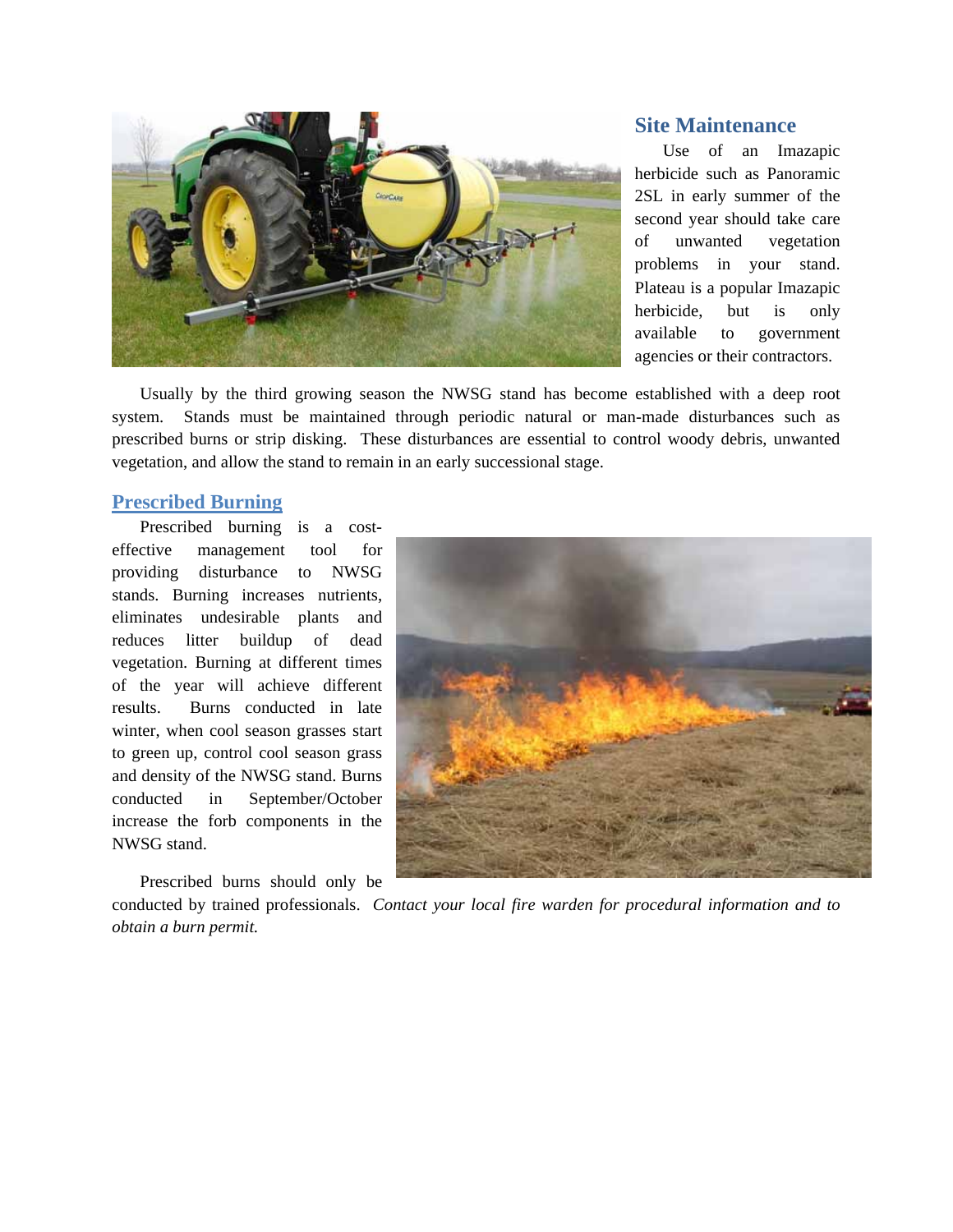## Site Maintenance

Use of an Imazapic herbicide such as Panoramic 2SL in early summer of the second year should take care of unwanted vegetation problems in your stand. Plateau is a popular Imazapic herbicide, but is only available to government agencies or their contractors.

Usually by the third growing season the NWSG stand has become established with a deep root system. Stands must be maintained through periodic natural or man-made disturbances such as prescribed burns or strip disking. These disturbances are essential to control woody debris, unwanted vegetation, and allow the stand to remain in an early successional stage.

## Prescribed Burning

Prescribed burning is a cost-effective management tool for providing disturbance to NWSG stands. Burning increases nutrients, eliminates undesirable plants and reduces litter buildup of dead vegetation. Burning at different times of the year will achieve different results. Burns conducted in late winter, when cool season grasses start to green up, control cool season grass and density of the NWSG stand. Burns conducted in September/October increase the forb components in the NWSG stand.

Prescribed burns should only be conducted by trained professionals. *Contact your local fire warden for procedural information and to obtain a burn permit.*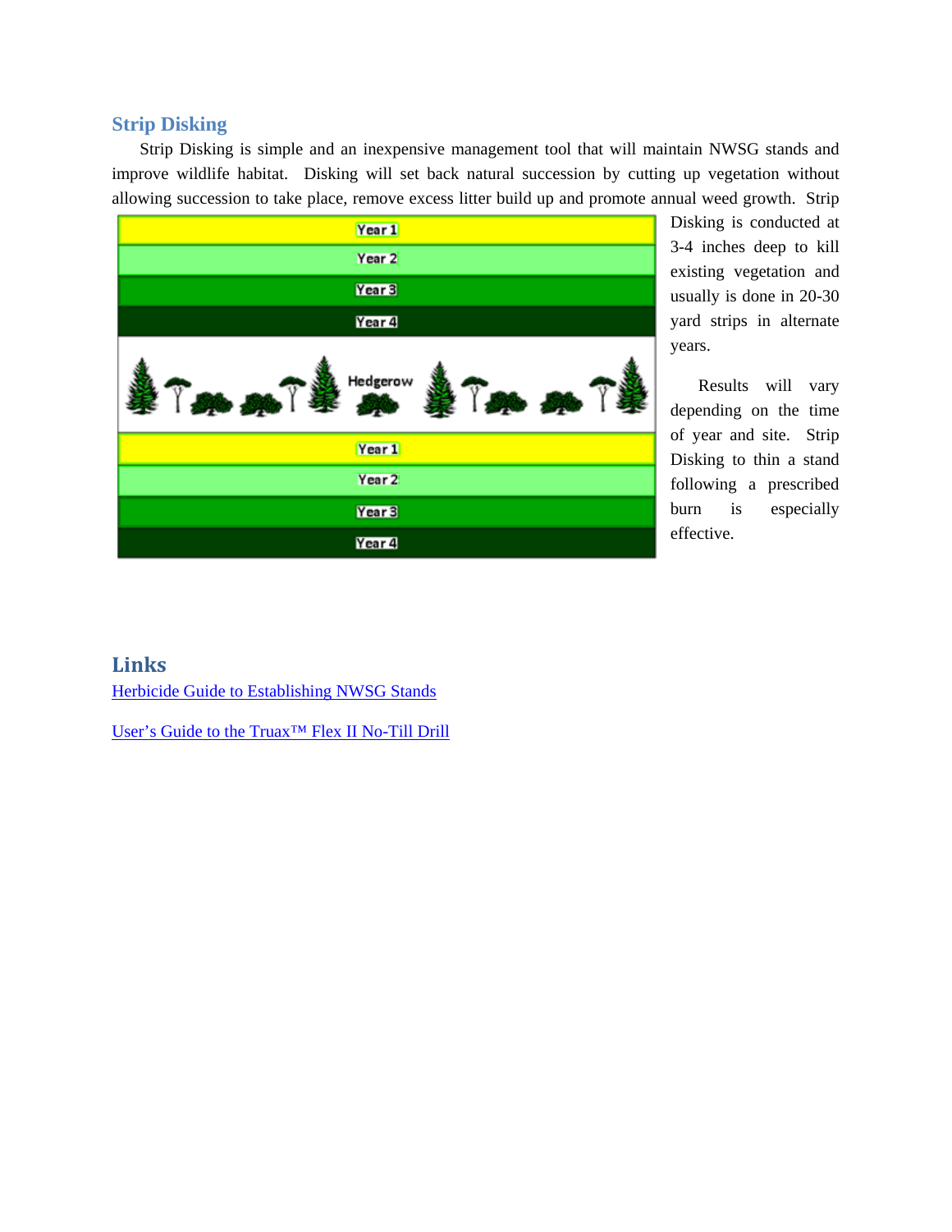## Strip Disking

Strip Disking is simple and an inexpensive management tool that will maintain NWSG stands and improve wildlife habitat. Disking will set back natural succession by cutting up vegetation without allowing succession to take place, remove excess litter build up and promote annual weed growth. Strip Disking is conducted at 3-4 inches deep to kill existing vegetation and usually is done in 20-30 yard strips in alternate years.

Year 1
Year 2
Year 3
Year 4
Hedgerow
Year 1
Year 2
Year 3
Year 4

Results will vary depending on the time of year and site. Strip Disking to thin a stand following a prescribed burn is especially effective.

## Links

[Herbicide Guide to Establishing NWSG Stands]

[User's Guide to the Truax™ Flex II No-Till Drill]